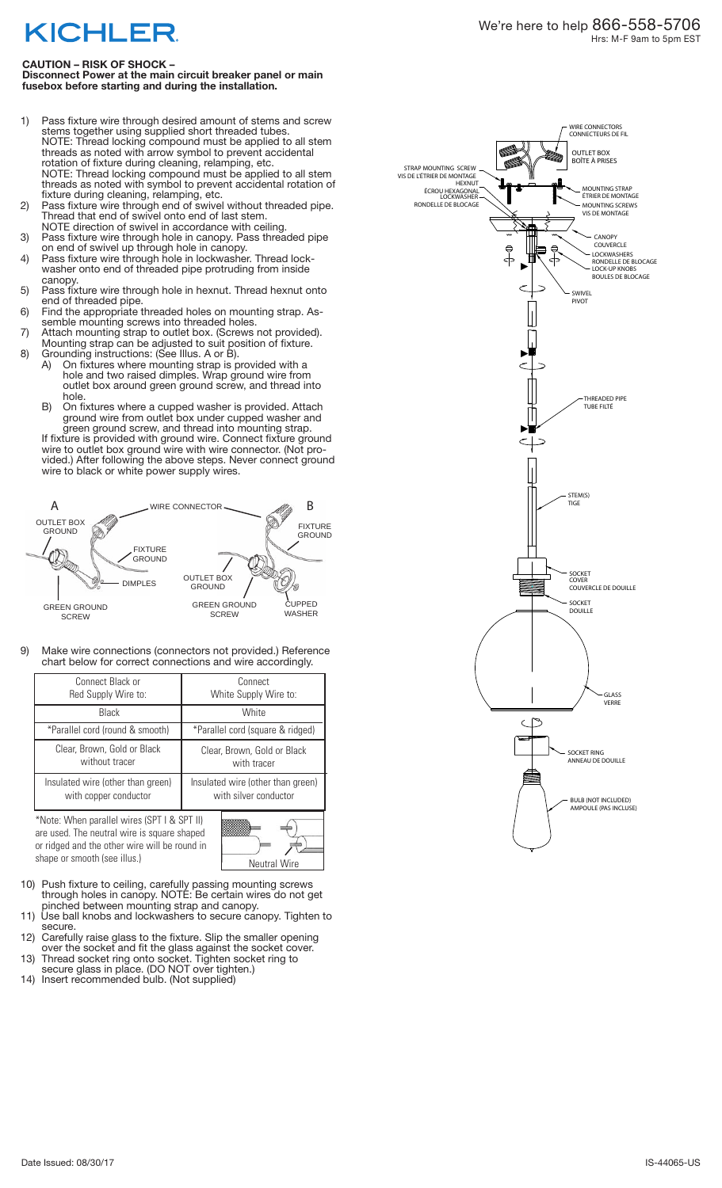# KICHLER

We're here to help 866-558-5706
Hrs: M-F 9am to 5pm EST

**CAUTION – RISK OF SHOCK –**
**Disconnect Power at the main circuit breaker panel or main fusebox before starting and during the installation.**

1) Pass fixture wire through desired amount of stems and screw stems together using supplied short threaded tubes.
   NOTE: Thread locking compound must be applied to all stem threads as noted with arrow symbol to prevent accidental rotation of fixture during cleaning, relamping, etc.
   NOTE: Thread locking compound must be applied to all stem threads as noted with symbol to prevent accidental rotation of fixture during cleaning, relamping, etc.
2) Pass fixture wire through end of swivel without threaded pipe. Thread that end of swivel onto end of last stem.
   NOTE direction of swivel in accordance with ceiling.
3) Pass fixture wire through hole in canopy. Pass threaded pipe on end of swivel up through hole in canopy.
4) Pass fixture wire through hole in lockwasher. Thread lockwasher onto end of threaded pipe protruding from inside canopy.
5) Pass fixture wire through hole in hexnut. Thread hexnut onto end of threaded pipe.
6) Find the appropriate threaded holes on mounting strap. Assemble mounting screws into threaded holes.
7) Attach mounting strap to outlet box. (Screws not provided). Mounting strap can be adjusted to suit position of fixture.
8) Grounding instructions: (See Illus. A or B).
   A) On fixtures where mounting strap is provided with a hole and two raised dimples. Wrap ground wire from outlet box around green ground screw, and thread into hole.
   B) On fixtures where a cupped washer is provided. Attach ground wire from outlet box under cupped washer and green ground screw, and thread into mounting strap.

   If fixture is provided with ground wire. Connect fixture ground wire to outlet box ground wire with wire connector. (Not provided.) After following the above steps. Never connect ground wire to black or white power supply wires.

A: WIRE CONNECTOR, OUTLET BOX GROUND, FIXTURE GROUND, DIMPLES, GREEN GROUND SCREW

B: WIRE CONNECTOR, FIXTURE GROUND, OUTLET BOX GROUND, GREEN GROUND SCREW, CUPPED WASHER

9) Make wire connections (connectors not provided.) Reference chart below for correct connections and wire accordingly.

| Connect Black or Red Supply Wire to: | Connect White Supply Wire to: |
|---|---|
| Black | White |
| *Parallel cord (round & smooth) | *Parallel cord (square & ridged) |
| Clear, Brown, Gold or Black without tracer | Clear, Brown, Gold or Black with tracer |
| Insulated wire (other than green) with copper conductor | Insulated wire (other than green) with silver conductor |

*Note: When parallel wires (SPT I & SPT II) are used. The neutral wire is square shaped or ridged and the other wire will be round in shape or smooth (see illus.)

Neutral Wire

10) Push fixture to ceiling, carefully passing mounting screws through holes in canopy. NOTE: Be certain wires do not get pinched between mounting strap and canopy.
11) Use ball knobs and lockwashers to secure canopy. Tighten to secure.
12) Carefully raise glass to the fixture. Slip the smaller opening over the socket and fit the glass against the socket cover.
13) Thread socket ring onto socket. Tighten socket ring to secure glass in place. (DO NOT over tighten.)
14) Insert recommended bulb. (Not supplied)

WIRE CONNECTORS / CONNECTEURS DE FIL
OUTLET BOX / BOÎTE À PRISES
STRAP MOUNTING SCREW / VIS DE L'ÉTRIER DE MONTAGE
HEXNUT / ÉCROU HEXAGONAL
LOCKWASHER / RONDELLE DE BLOCAGE
MOUNTING STRAP / ÉTRIER DE MONTAGE
MOUNTING SCREWS / VIS DE MONTAGE
CANOPY / COUVERCLE
LOCKWASHERS / RONDELLE DE BLOCAGE
LOCK-UP KNOBS / BOULES DE BLOCAGE
SWIVEL / PIVOT
THREADED PIPE / TUBE FILTÉ
STEM(S) / TIGE
SOCKET COVER / COUVERCLE DE DOUILLE
SOCKET / DOUILLE
GLASS / VERRE
SOCKET RING / ANNEAU DE DOUILLE
BULB (NOT INCLUDED) / AMPOULE (PAS INCLUSE)

Date Issued: 08/30/17

IS-44065-US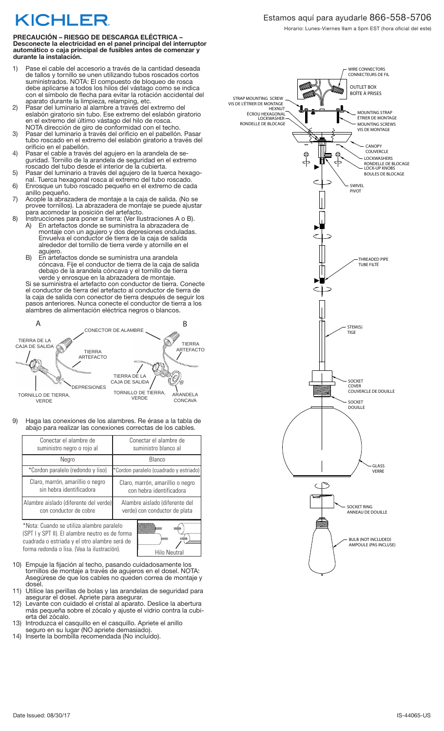# KICHLER

Estamos aquí para ayudarle 866-558-5706

Horario: Lunes-Viernes 9am a 5pm EST (hora oficial del este)

**PRECAUCIÓN – RIESGO DE DESCARGA ELÉCTRICA – Desconecte la electricidad en el panel principal del interruptor automático o caja principal de fusibles antes de comenzar y durante la instalación.**

1) Pase el cable del accesorio a través de la cantidad deseada de tallos y tornillo se unen utilizando tubos roscados cortos suministrados. NOTA: El compuesto de bloqueo de rosca debe aplicarse a todos los hilos del vástago como se indica con el símbolo de flecha para evitar la rotación accidental del aparato durante la limpieza, relamping, etc.
2) Pasar del luminario al alambre a través del extremo del eslabón giratorio sin tubo. Ese extremo del eslabón giratorio en el extremo del último vástago del hilo de rosca. NOTA dirección de giro de conformidad con el techo.
3) Pasar del luminario a través del orificio en el pabellón. Pasar tubo roscado en el extremo del eslabón giratorio a través del orificio en el pabellón.
4) Pasar el cable a través del agujero en la arandela de seguridad. Tornillo de la arandela de seguridad en el extremo roscado del tubo desde el interior de la cubierta.
5) Pasar del luminario a través del agujero de la tuerca hexagonal. Tuerca hexagonal rosca al extremo del tubo roscado.
6) Enrosque un tubo roscado pequeño en el extremo de cada anillo pequeño.
7) Acople la abrazadera de montaje a la caja de salida. (No se provee tornillos). La abrazadera de montaje se puede ajustar para acomodar la posición del artefacto.
8) Instrucciones para poner a tierra: (Ver Ilustraciones A o B).
   A) En artefactos donde se suministra la abrazadera de montaje con un agujero y dos depresiones onduladas. Envuelva el conductor de tierra de la caja de salida alrededor del tornillo de tierra verde y atornille en el agujero.
   B) En artefactos donde se suministra una arandela cóncava. Fije el conductor de tierra de la caja de salida debajo de la arandela cóncava y el tornillo de tierra verde y enrosque en la abrazadera de montaje.

   Si se suministra el artefacto con conductor de tierra. Conecte el conductor de tierra del artefacto al conductor de tierra de la caja de salida con conector de tierra después de seguir los pasos anteriores. Nunca conecte el conductor de tierra a los alambres de alimentación eléctrica negros o blancos.

A
CONECTOR DE ALAMBRE
TIERRA DE LA CAJA DE SALIDA
TIERRA ARTEFACTO
DEPRESIONES
TORNILLO DE TIERRA, VERDE

B
TIERRA ARTEFACTO
TIERRA DE LA CAJA DE SALIDA
TORNILLO DE TIERRA, VERDE
ARANDELA CONCAVA

9) Haga las conexiones de los alambres. Re érase a la tabla de abajo para realizar las conexiones correctas de los cables.

| Conectar el alambre de suministro negro o rojo al | Conectar el alambre de suministro blanco al |
|---|---|
| Negro | Blanco |
| *Cordon paralelo (redondo y liso) | *Cordon paralelo (cuadrado y estriado) |
| Claro, marrón, amarillio o negro sin hebra identificadora | Claro, marrón, amarillio o negro con hebra identificadora |
| Alambre aislado (diferente del verde) con conductor de cobre | Alambre aislado (diferente del verde) con conductor de plata |

*Nota: Cuando se utiliza alambre paralelo (SPT I y SPT II). El alambre neutro es de forma cuadrada o estriada y el otro alambre será de forma redonda o lisa. (Vea la ilustración).

Hilo Neutral

10) Empuje la fijación al techo, pasando cuidadosamente los tornillos de montaje a través de agujeros en el dosel. NOTA: Asegúrese de que los cables no queden correa de montaje y dosel.
11) Utilice las perillas de bolas y las arandelas de seguridad para asegurar el dosel. Apriete para asegurar.
12) Levante con cuidado el cristal al aparato. Deslice la abertura más pequeña sobre el zócalo y ajuste el vidrio contra la cubierta del zócalo.
13) Introduzca el casquillo en el casquillo. Apriete el anillo seguro en su lugar (NO apriete demasiado).
14) Inserte la bombilla recomendada (No incluido).

WIRE CONNECTORS / CONNECTEURS DE FIL
OUTLET BOX / BOÎTE À PRISES
STRAP MOUNTING SCREW / VIS DE L'ÉTRIER DE MONTAGE
HEXNUT / ÉCROU HEXAGONAL
LOCKWASHER / RONDELLE DE BLOCAGE
MOUNTING STRAP / ÉTRIER DE MONTAGE
MOUNTING SCREWS / VIS DE MONTAGE
CANOPY / COUVERCLE
LOCKWASHERS / RONDELLE DE BLOCAGE
LOCK-UP KNOBS / BOULES DE BLOCAGE
SWIVEL / PIVOT
THREADED PIPE / TUBE FILTÉ
STEM(S) / TIGE
SOCKET COVER / COUVERCLE DE DOUILLE
SOCKET / DOUILLE
GLASS / VERRE
SOCKET RING / ANNEAU DE DOUILLE
BULB (NOT INCLUDED) / AMPOULE (PAS INCLUSE)

Date Issued: 08/30/17

IS-44065-US